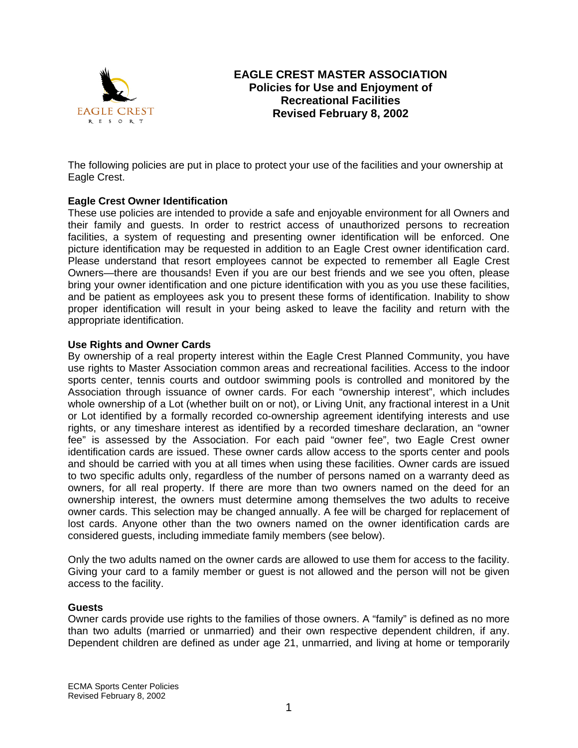# EAGLE CREST MASTER ASSOCIATION
## Policies for Use and Enjoyment of Recreational Facilities
## Revised February 8, 2002

The following policies are put in place to protect your use of the facilities and your ownership at Eagle Crest.

**Eagle Crest Owner Identification**

These use policies are intended to provide a safe and enjoyable environment for all Owners and their family and guests. In order to restrict access of unauthorized persons to recreation facilities, a system of requesting and presenting owner identification will be enforced. One picture identification may be requested in addition to an Eagle Crest owner identification card. Please understand that resort employees cannot be expected to remember all Eagle Crest Owners—there are thousands! Even if you are our best friends and we see you often, please bring your owner identification and one picture identification with you as you use these facilities, and be patient as employees ask you to present these forms of identification. Inability to show proper identification will result in your being asked to leave the facility and return with the appropriate identification.

**Use Rights and Owner Cards**

By ownership of a real property interest within the Eagle Crest Planned Community, you have use rights to Master Association common areas and recreational facilities. Access to the indoor sports center, tennis courts and outdoor swimming pools is controlled and monitored by the Association through issuance of owner cards. For each "ownership interest", which includes whole ownership of a Lot (whether built on or not), or Living Unit, any fractional interest in a Unit or Lot identified by a formally recorded co-ownership agreement identifying interests and use rights, or any timeshare interest as identified by a recorded timeshare declaration, an "owner fee" is assessed by the Association. For each paid "owner fee", two Eagle Crest owner identification cards are issued. These owner cards allow access to the sports center and pools and should be carried with you at all times when using these facilities. Owner cards are issued to two specific adults only, regardless of the number of persons named on a warranty deed as owners, for all real property. If there are more than two owners named on the deed for an ownership interest, the owners must determine among themselves the two adults to receive owner cards. This selection may be changed annually. A fee will be charged for replacement of lost cards. Anyone other than the two owners named on the owner identification cards are considered guests, including immediate family members (see below).

Only the two adults named on the owner cards are allowed to use them for access to the facility. Giving your card to a family member or guest is not allowed and the person will not be given access to the facility.

**Guests**

Owner cards provide use rights to the families of those owners. A "family" is defined as no more than two adults (married or unmarried) and their own respective dependent children, if any. Dependent children are defined as under age 21, unmarried, and living at home or temporarily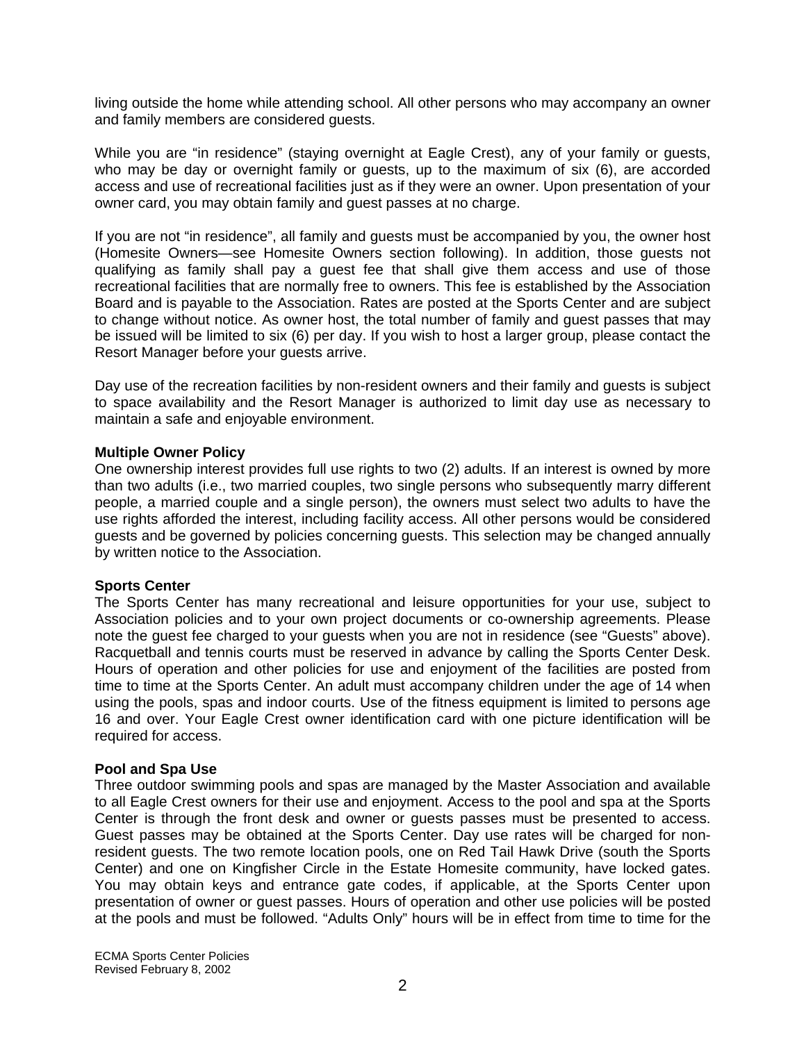living outside the home while attending school. All other persons who may accompany an owner and family members are considered guests.

While you are "in residence" (staying overnight at Eagle Crest), any of your family or guests, who may be day or overnight family or guests, up to the maximum of six (6), are accorded access and use of recreational facilities just as if they were an owner. Upon presentation of your owner card, you may obtain family and guest passes at no charge.

If you are not "in residence", all family and guests must be accompanied by you, the owner host (Homesite Owners—see Homesite Owners section following). In addition, those guests not qualifying as family shall pay a guest fee that shall give them access and use of those recreational facilities that are normally free to owners. This fee is established by the Association Board and is payable to the Association. Rates are posted at the Sports Center and are subject to change without notice. As owner host, the total number of family and guest passes that may be issued will be limited to six (6) per day. If you wish to host a larger group, please contact the Resort Manager before your guests arrive.

Day use of the recreation facilities by non-resident owners and their family and guests is subject to space availability and the Resort Manager is authorized to limit day use as necessary to maintain a safe and enjoyable environment.

**Multiple Owner Policy**
One ownership interest provides full use rights to two (2) adults. If an interest is owned by more than two adults (i.e., two married couples, two single persons who subsequently marry different people, a married couple and a single person), the owners must select two adults to have the use rights afforded the interest, including facility access. All other persons would be considered guests and be governed by policies concerning guests. This selection may be changed annually by written notice to the Association.

**Sports Center**
The Sports Center has many recreational and leisure opportunities for your use, subject to Association policies and to your own project documents or co-ownership agreements. Please note the guest fee charged to your guests when you are not in residence (see "Guests" above). Racquetball and tennis courts must be reserved in advance by calling the Sports Center Desk. Hours of operation and other policies for use and enjoyment of the facilities are posted from time to time at the Sports Center. An adult must accompany children under the age of 14 when using the pools, spas and indoor courts. Use of the fitness equipment is limited to persons age 16 and over. Your Eagle Crest owner identification card with one picture identification will be required for access.

**Pool and Spa Use**
Three outdoor swimming pools and spas are managed by the Master Association and available to all Eagle Crest owners for their use and enjoyment. Access to the pool and spa at the Sports Center is through the front desk and owner or guests passes must be presented to access. Guest passes may be obtained at the Sports Center. Day use rates will be charged for non-resident guests. The two remote location pools, one on Red Tail Hawk Drive (south the Sports Center) and one on Kingfisher Circle in the Estate Homesite community, have locked gates. You may obtain keys and entrance gate codes, if applicable, at the Sports Center upon presentation of owner or guest passes. Hours of operation and other use policies will be posted at the pools and must be followed. "Adults Only" hours will be in effect from time to time for the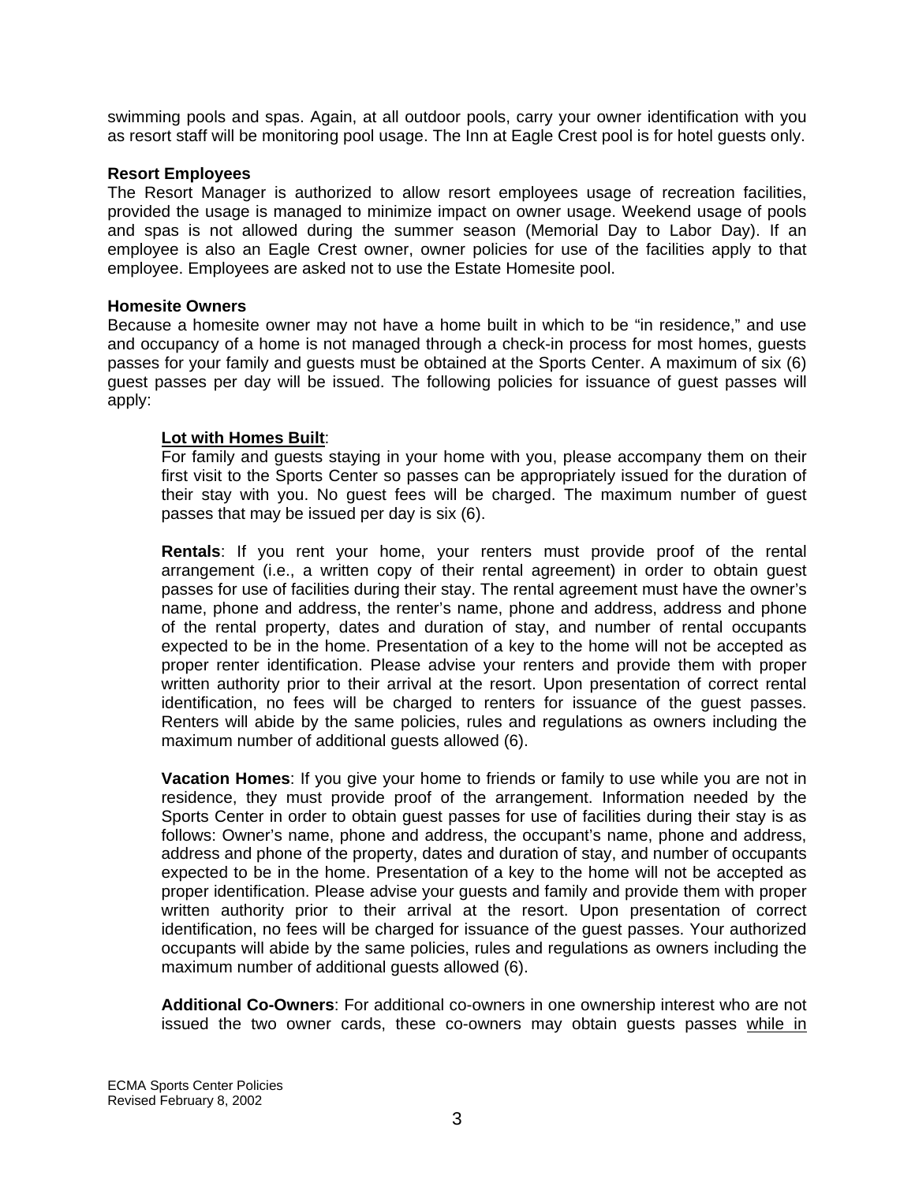swimming pools and spas. Again, at all outdoor pools, carry your owner identification with you as resort staff will be monitoring pool usage. The Inn at Eagle Crest pool is for hotel guests only.

**Resort Employees**

The Resort Manager is authorized to allow resort employees usage of recreation facilities, provided the usage is managed to minimize impact on owner usage. Weekend usage of pools and spas is not allowed during the summer season (Memorial Day to Labor Day). If an employee is also an Eagle Crest owner, owner policies for use of the facilities apply to that employee. Employees are asked not to use the Estate Homesite pool.

**Homesite Owners**

Because a homesite owner may not have a home built in which to be "in residence," and use and occupancy of a home is not managed through a check-in process for most homes, guests passes for your family and guests must be obtained at the Sports Center. A maximum of six (6) guest passes per day will be issued. The following policies for issuance of guest passes will apply:

> **<u>Lot with Homes Built</u>**:
> For family and guests staying in your home with you, please accompany them on their first visit to the Sports Center so passes can be appropriately issued for the duration of their stay with you. No guest fees will be charged. The maximum number of guest passes that may be issued per day is six (6).
>
> **Rentals**: If you rent your home, your renters must provide proof of the rental arrangement (i.e., a written copy of their rental agreement) in order to obtain guest passes for use of facilities during their stay. The rental agreement must have the owner's name, phone and address, the renter's name, phone and address, address and phone of the rental property, dates and duration of stay, and number of rental occupants expected to be in the home. Presentation of a key to the home will not be accepted as proper renter identification. Please advise your renters and provide them with proper written authority prior to their arrival at the resort. Upon presentation of correct rental identification, no fees will be charged to renters for issuance of the guest passes. Renters will abide by the same policies, rules and regulations as owners including the maximum number of additional guests allowed (6).
>
> **Vacation Homes**: If you give your home to friends or family to use while you are not in residence, they must provide proof of the arrangement. Information needed by the Sports Center in order to obtain guest passes for use of facilities during their stay is as follows: Owner's name, phone and address, the occupant's name, phone and address, address and phone of the property, dates and duration of stay, and number of occupants expected to be in the home. Presentation of a key to the home will not be accepted as proper identification. Please advise your guests and family and provide them with proper written authority prior to their arrival at the resort. Upon presentation of correct identification, no fees will be charged for issuance of the guest passes. Your authorized occupants will abide by the same policies, rules and regulations as owners including the maximum number of additional guests allowed (6).
>
> **Additional Co-Owners**: For additional co-owners in one ownership interest who are not issued the two owner cards, these co-owners may obtain guests passes <u>while in</u>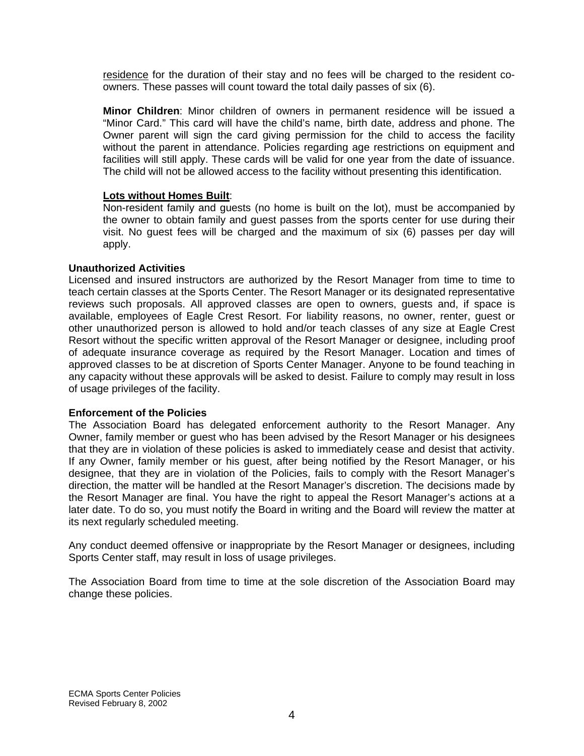<u>residence</u> for the duration of their stay and no fees will be charged to the resident co-owners. These passes will count toward the total daily passes of six (6).

**Minor Children**: Minor children of owners in permanent residence will be issued a "Minor Card." This card will have the child's name, birth date, address and phone. The Owner parent will sign the card giving permission for the child to access the facility without the parent in attendance. Policies regarding age restrictions on equipment and facilities will still apply. These cards will be valid for one year from the date of issuance. The child will not be allowed access to the facility without presenting this identification.

**<u>Lots without Homes Built</u>**:
Non-resident family and guests (no home is built on the lot), must be accompanied by the owner to obtain family and guest passes from the sports center for use during their visit. No guest fees will be charged and the maximum of six (6) passes per day will apply.

**Unauthorized Activities**

Licensed and insured instructors are authorized by the Resort Manager from time to time to teach certain classes at the Sports Center. The Resort Manager or its designated representative reviews such proposals. All approved classes are open to owners, guests and, if space is available, employees of Eagle Crest Resort. For liability reasons, no owner, renter, guest or other unauthorized person is allowed to hold and/or teach classes of any size at Eagle Crest Resort without the specific written approval of the Resort Manager or designee, including proof of adequate insurance coverage as required by the Resort Manager. Location and times of approved classes to be at discretion of Sports Center Manager. Anyone to be found teaching in any capacity without these approvals will be asked to desist. Failure to comply may result in loss of usage privileges of the facility.

**Enforcement of the Policies**

The Association Board has delegated enforcement authority to the Resort Manager. Any Owner, family member or guest who has been advised by the Resort Manager or his designees that they are in violation of these policies is asked to immediately cease and desist that activity. If any Owner, family member or his guest, after being notified by the Resort Manager, or his designee, that they are in violation of the Policies, fails to comply with the Resort Manager's direction, the matter will be handled at the Resort Manager's discretion. The decisions made by the Resort Manager are final. You have the right to appeal the Resort Manager's actions at a later date. To do so, you must notify the Board in writing and the Board will review the matter at its next regularly scheduled meeting.

Any conduct deemed offensive or inappropriate by the Resort Manager or designees, including Sports Center staff, may result in loss of usage privileges.

The Association Board from time to time at the sole discretion of the Association Board may change these policies.